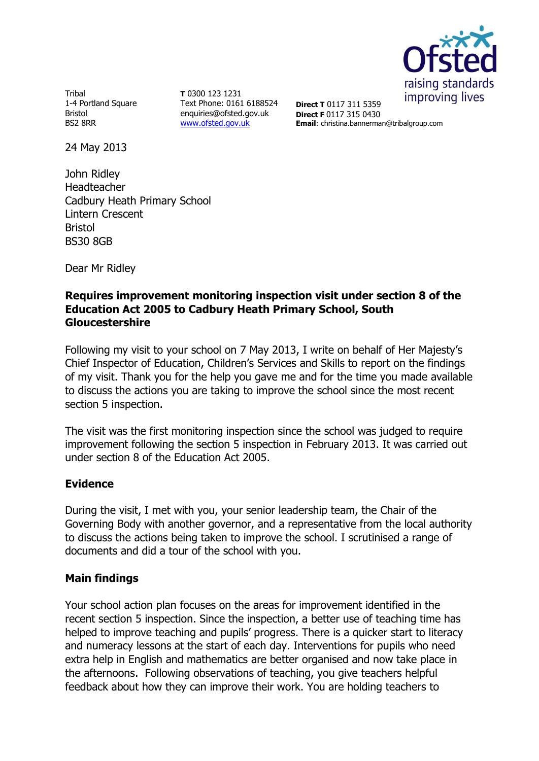Tribal
1-4 Portland Square
Bristol
BS2 8RR

**T** 0300 123 1231
Text Phone: 0161 6188524
enquiries@ofsted.gov.uk
www.ofsted.gov.uk

**Direct T** 0117 311 5359
**Direct F** 0117 315 0430
**Email**: christina.bannerman@tribalgroup.com

24 May 2013

John Ridley
Headteacher
Cadbury Heath Primary School
Lintern Crescent
Bristol
BS30 8GB

Dear Mr Ridley

**Requires improvement monitoring inspection visit under section 8 of the Education Act 2005 to Cadbury Heath Primary School, South Gloucestershire**

Following my visit to your school on 7 May 2013, I write on behalf of Her Majesty's Chief Inspector of Education, Children's Services and Skills to report on the findings of my visit. Thank you for the help you gave me and for the time you made available to discuss the actions you are taking to improve the school since the most recent section 5 inspection.

The visit was the first monitoring inspection since the school was judged to require improvement following the section 5 inspection in February 2013. It was carried out under section 8 of the Education Act 2005.

## Evidence

During the visit, I met with you, your senior leadership team, the Chair of the Governing Body with another governor, and a representative from the local authority to discuss the actions being taken to improve the school. I scrutinised a range of documents and did a tour of the school with you.

## Main findings

Your school action plan focuses on the areas for improvement identified in the recent section 5 inspection. Since the inspection, a better use of teaching time has helped to improve teaching and pupils' progress. There is a quicker start to literacy and numeracy lessons at the start of each day. Interventions for pupils who need extra help in English and mathematics are better organised and now take place in the afternoons. Following observations of teaching, you give teachers helpful feedback about how they can improve their work. You are holding teachers to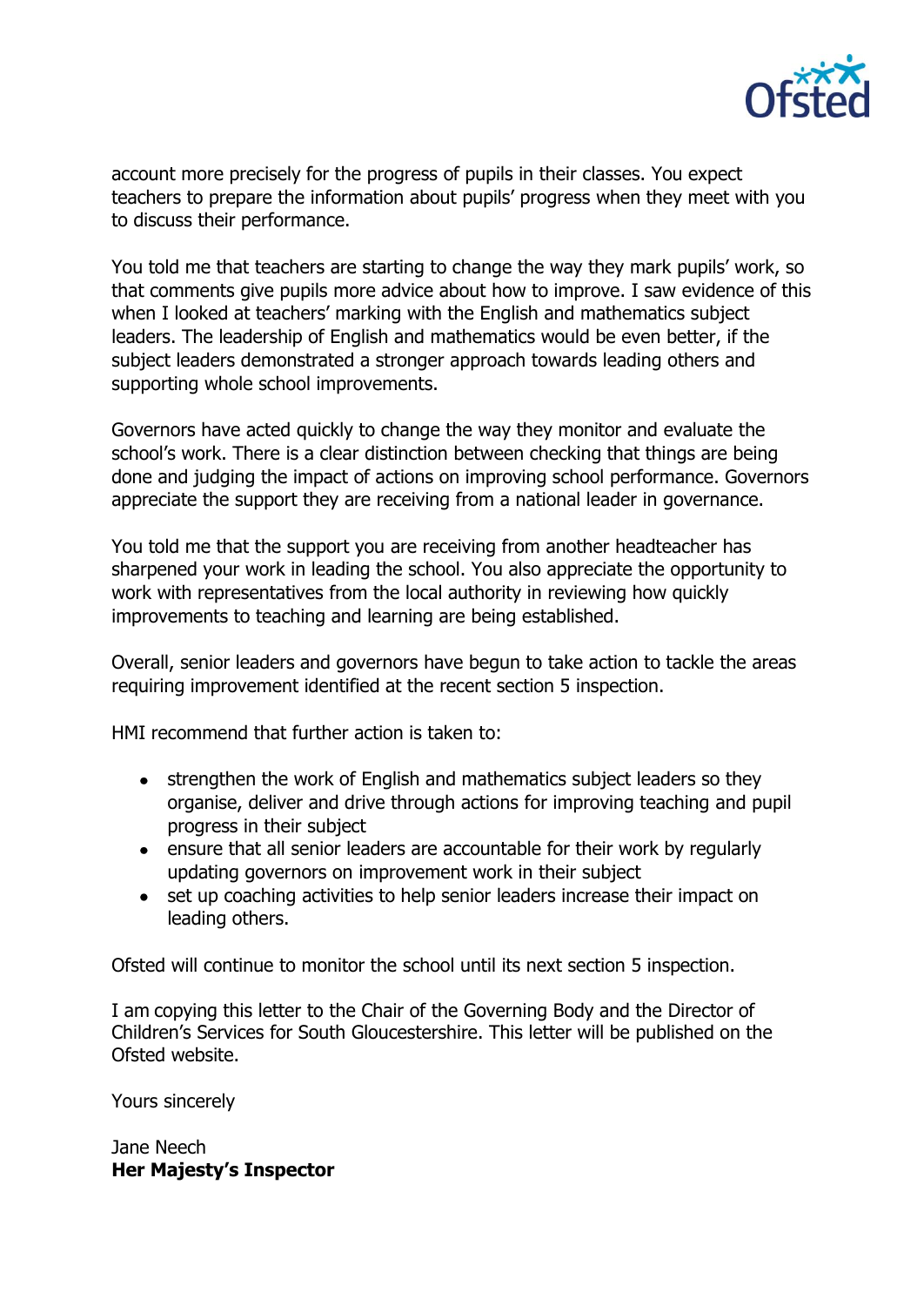account more precisely for the progress of pupils in their classes. You expect teachers to prepare the information about pupils' progress when they meet with you to discuss their performance.

You told me that teachers are starting to change the way they mark pupils' work, so that comments give pupils more advice about how to improve. I saw evidence of this when I looked at teachers' marking with the English and mathematics subject leaders. The leadership of English and mathematics would be even better, if the subject leaders demonstrated a stronger approach towards leading others and supporting whole school improvements.

Governors have acted quickly to change the way they monitor and evaluate the school's work. There is a clear distinction between checking that things are being done and judging the impact of actions on improving school performance. Governors appreciate the support they are receiving from a national leader in governance.

You told me that the support you are receiving from another headteacher has sharpened your work in leading the school. You also appreciate the opportunity to work with representatives from the local authority in reviewing how quickly improvements to teaching and learning are being established.

Overall, senior leaders and governors have begun to take action to tackle the areas requiring improvement identified at the recent section 5 inspection.

HMI recommend that further action is taken to:

- strengthen the work of English and mathematics subject leaders so they organise, deliver and drive through actions for improving teaching and pupil progress in their subject
- ensure that all senior leaders are accountable for their work by regularly updating governors on improvement work in their subject
- set up coaching activities to help senior leaders increase their impact on leading others.

Ofsted will continue to monitor the school until its next section 5 inspection.

I am copying this letter to the Chair of the Governing Body and the Director of Children's Services for South Gloucestershire. This letter will be published on the Ofsted website.

Yours sincerely

Jane Neech
**Her Majesty's Inspector**